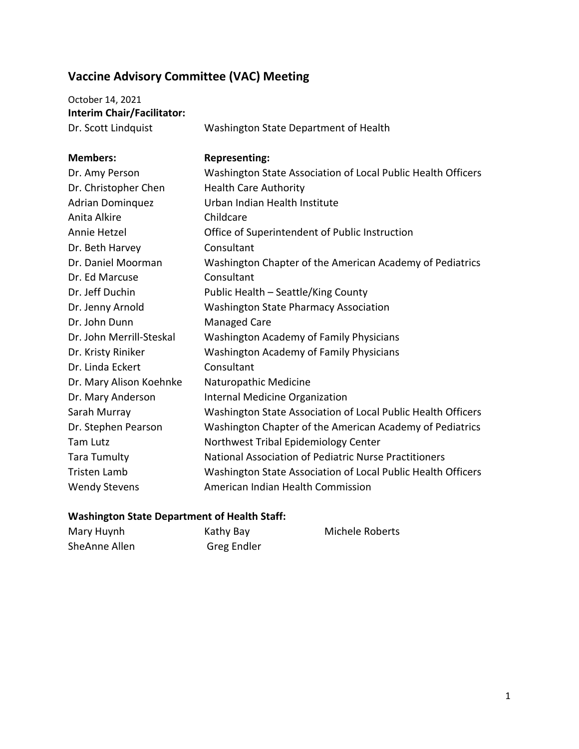## Vaccine Advisory Committee (VAC) Meeting

October 14, 2021

**Interim Chair/Facilitator:**

| | |
|---|---|
| Dr. Scott Lindquist | Washington State Department of Health |

| **Members:** | **Representing:** |
|---|---|
| Dr. Amy Person | Washington State Association of Local Public Health Officers |
| Dr. Christopher Chen | Health Care Authority |
| Adrian Dominquez | Urban Indian Health Institute |
| Anita Alkire | Childcare |
| Annie Hetzel | Office of Superintendent of Public Instruction |
| Dr. Beth Harvey | Consultant |
| Dr. Daniel Moorman | Washington Chapter of the American Academy of Pediatrics |
| Dr. Ed Marcuse | Consultant |
| Dr. Jeff Duchin | Public Health – Seattle/King County |
| Dr. Jenny Arnold | Washington State Pharmacy Association |
| Dr. John Dunn | Managed Care |
| Dr. John Merrill-Steskal | Washington Academy of Family Physicians |
| Dr. Kristy Riniker | Washington Academy of Family Physicians |
| Dr. Linda Eckert | Consultant |
| Dr. Mary Alison Koehnke | Naturopathic Medicine |
| Dr. Mary Anderson | Internal Medicine Organization |
| Sarah Murray | Washington State Association of Local Public Health Officers |
| Dr. Stephen Pearson | Washington Chapter of the American Academy of Pediatrics |
| Tam Lutz | Northwest Tribal Epidemiology Center |
| Tara Tumulty | National Association of Pediatric Nurse Practitioners |
| Tristen Lamb | Washington State Association of Local Public Health Officers |
| Wendy Stevens | American Indian Health Commission |

**Washington State Department of Health Staff:**

| | | |
|---|---|---|
| Mary Huynh | Kathy Bay | Michele Roberts |
| SheAnne Allen | Greg Endler | |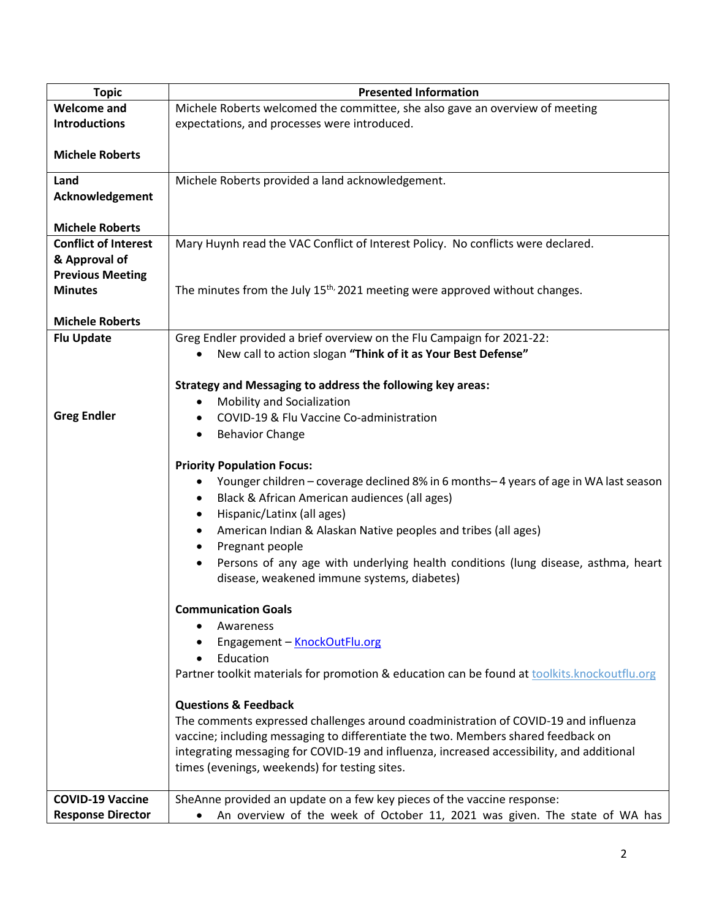| Topic | Presented Information |
| --- | --- |
| **Welcome and Introductions**<br><br>**Michele Roberts** | Michele Roberts welcomed the committee, she also gave an overview of meeting expectations, and processes were introduced. |
| **Land Acknowledgement**<br><br>**Michele Roberts** | Michele Roberts provided a land acknowledgement. |
| **Conflict of Interest & Approval of Previous Meeting Minutes**<br><br>**Michele Roberts** | Mary Huynh read the VAC Conflict of Interest Policy. No conflicts were declared.<br><br>The minutes from the July 15th, 2021 meeting were approved without changes. |
| **Flu Update**<br><br>**Greg Endler** | Greg Endler provided a brief overview on the Flu Campaign for 2021-22:<br>• New call to action slogan **"Think of it as Your Best Defense"**<br><br>**Strategy and Messaging to address the following key areas:**<br>• Mobility and Socialization<br>• COVID-19 & Flu Vaccine Co-administration<br>• Behavior Change<br><br>**Priority Population Focus:**<br>• Younger children – coverage declined 8% in 6 months– 4 years of age in WA last season<br>• Black & African American audiences (all ages)<br>• Hispanic/Latinx (all ages)<br>• American Indian & Alaskan Native peoples and tribes (all ages)<br>• Pregnant people<br>• Persons of any age with underlying health conditions (lung disease, asthma, heart disease, weakened immune systems, diabetes)<br><br>**Communication Goals**<br>• Awareness<br>• Engagement – KnockOutFlu.org<br>• Education<br>Partner toolkit materials for promotion & education can be found at toolkits.knockoutflu.org<br><br>**Questions & Feedback**<br>The comments expressed challenges around coadministration of COVID-19 and influenza vaccine; including messaging to differentiate the two. Members shared feedback on integrating messaging for COVID-19 and influenza, increased accessibility, and additional times (evenings, weekends) for testing sites. |
| **COVID-19 Vaccine Response Director** | SheAnne provided an update on a few key pieces of the vaccine response:<br>• An overview of the week of October 11, 2021 was given. The state of WA has |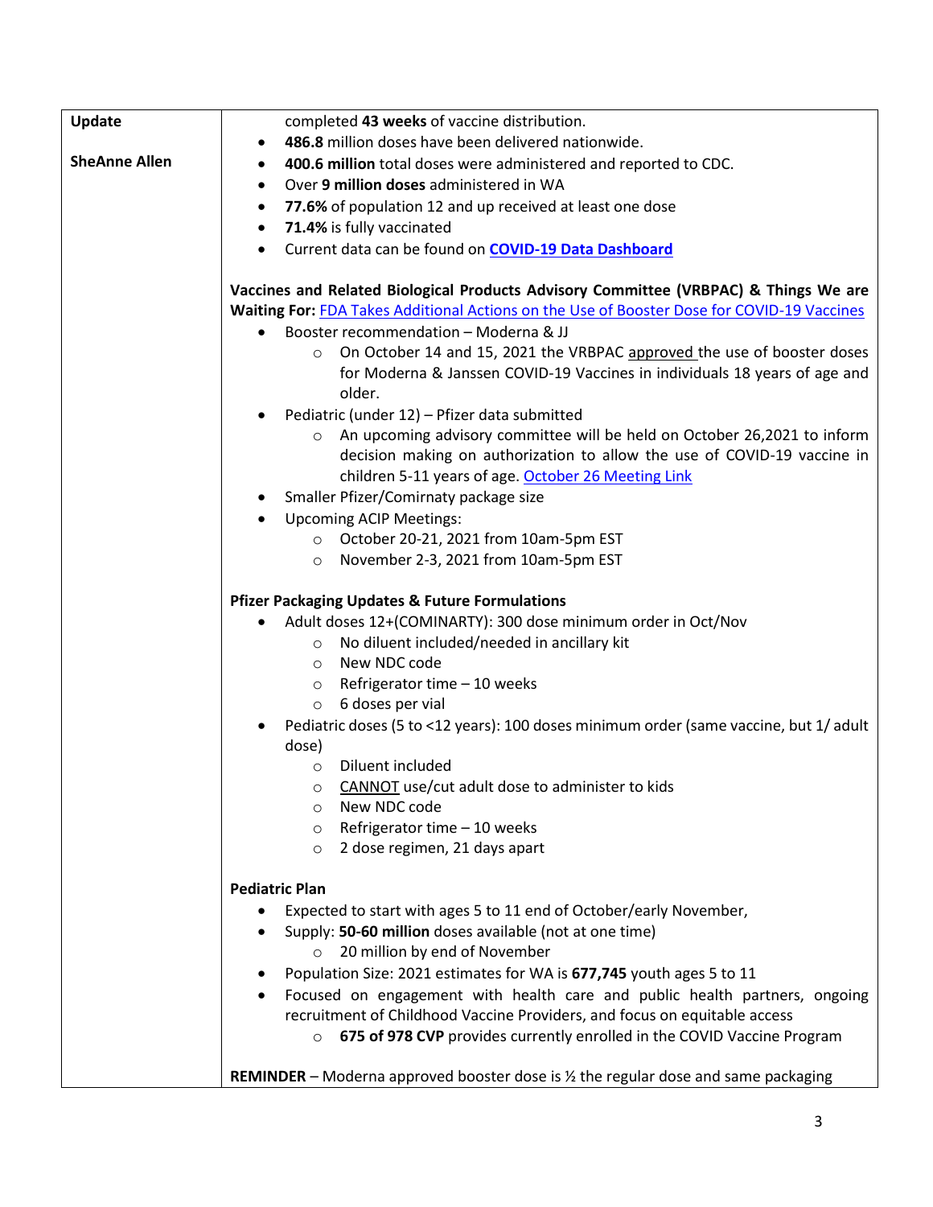| | |
|---|---|
| **Update**<br><br>**SheAnne Allen** | completed **43 weeks** of vaccine distribution.<br>• **486.8** million doses have been delivered nationwide.<br>• **400.6 million** total doses were administered and reported to CDC.<br>• Over **9 million doses** administered in WA<br>• **77.6%** of population 12 and up received at least one dose<br>• **71.4%** is fully vaccinated<br>• Current data can be found on **COVID-19 Data Dashboard**<br><br>**Vaccines and Related Biological Products Advisory Committee (VRBPAC) & Things We are Waiting For:** FDA Takes Additional Actions on the Use of Booster Dose for COVID-19 Vaccines<br>• Booster recommendation – Moderna & JJ<br>  ○ On October 14 and 15, 2021 the VRBPAC approved the use of booster doses for Moderna & Janssen COVID-19 Vaccines in individuals 18 years of age and older.<br>• Pediatric (under 12) – Pfizer data submitted<br>  ○ An upcoming advisory committee will be held on October 26,2021 to inform decision making on authorization to allow the use of COVID-19 vaccine in children 5-11 years of age. October 26 Meeting Link<br>• Smaller Pfizer/Comirnaty package size<br>• Upcoming ACIP Meetings:<br>  ○ October 20-21, 2021 from 10am-5pm EST<br>  ○ November 2-3, 2021 from 10am-5pm EST<br><br>**Pfizer Packaging Updates & Future Formulations**<br>• Adult doses 12+(COMINARTY): 300 dose minimum order in Oct/Nov<br>  ○ No diluent included/needed in ancillary kit<br>  ○ New NDC code<br>  ○ Refrigerator time – 10 weeks<br>  ○ 6 doses per vial<br>• Pediatric doses (5 to <12 years): 100 doses minimum order (same vaccine, but 1/ adult dose)<br>  ○ Diluent included<br>  ○ CANNOT use/cut adult dose to administer to kids<br>  ○ New NDC code<br>  ○ Refrigerator time – 10 weeks<br>  ○ 2 dose regimen, 21 days apart<br><br>**Pediatric Plan**<br>• Expected to start with ages 5 to 11 end of October/early November,<br>• Supply: **50-60 million** doses available (not at one time)<br>  ○ 20 million by end of November<br>• Population Size: 2021 estimates for WA is **677,745** youth ages 5 to 11<br>• Focused on engagement with health care and public health partners, ongoing recruitment of Childhood Vaccine Providers, and focus on equitable access<br>  ○ **675 of 978 CVP** provides currently enrolled in the COVID Vaccine Program<br><br>**REMINDER** – Moderna approved booster dose is ½ the regular dose and same packaging |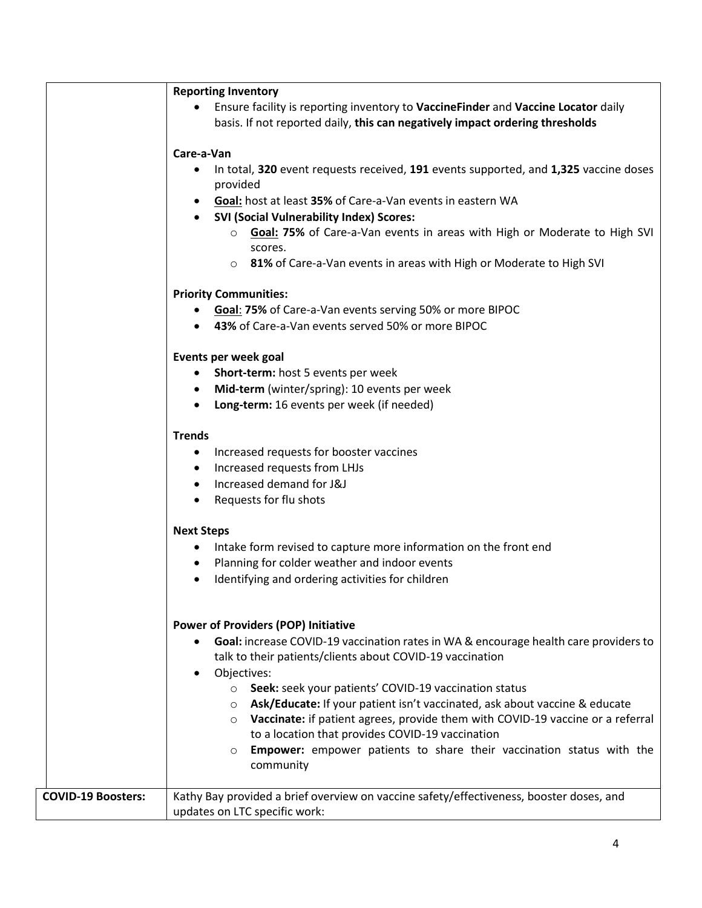| | |
|---|---|
| | **Reporting Inventory**<br>• Ensure facility is reporting inventory to **VaccineFinder** and **Vaccine Locator** daily basis. If not reported daily, **this can negatively impact ordering thresholds**<br><br>**Care-a-Van**<br>• In total, **320** event requests received, **191** events supported, and **1,325** vaccine doses provided<br>• **Goal:** host at least **35%** of Care-a-Van events in eastern WA<br>• **SVI (Social Vulnerability Index) Scores:**<br>&nbsp;&nbsp;&nbsp;&nbsp;○ **Goal: 75%** of Care-a-Van events in areas with High or Moderate to High SVI scores.<br>&nbsp;&nbsp;&nbsp;&nbsp;○ **81%** of Care-a-Van events in areas with High or Moderate to High SVI<br><br>**Priority Communities:**<br>• **Goal**: **75%** of Care-a-Van events serving 50% or more BIPOC<br>• **43%** of Care-a-Van events served 50% or more BIPOC<br><br>**Events per week goal**<br>• **Short-term:** host 5 events per week<br>• **Mid-term** (winter/spring): 10 events per week<br>• **Long-term:** 16 events per week (if needed)<br><br>**Trends**<br>• Increased requests for booster vaccines<br>• Increased requests from LHJs<br>• Increased demand for J&J<br>• Requests for flu shots<br><br>**Next Steps**<br>• Intake form revised to capture more information on the front end<br>• Planning for colder weather and indoor events<br>• Identifying and ordering activities for children<br><br>**Power of Providers (POP) Initiative**<br>• **Goal:** increase COVID-19 vaccination rates in WA & encourage health care providers to talk to their patients/clients about COVID-19 vaccination<br>• Objectives:<br>&nbsp;&nbsp;&nbsp;&nbsp;○ **Seek:** seek your patients' COVID-19 vaccination status<br>&nbsp;&nbsp;&nbsp;&nbsp;○ **Ask/Educate:** If your patient isn't vaccinated, ask about vaccine & educate<br>&nbsp;&nbsp;&nbsp;&nbsp;○ **Vaccinate:** if patient agrees, provide them with COVID-19 vaccine or a referral to a location that provides COVID-19 vaccination<br>&nbsp;&nbsp;&nbsp;&nbsp;○ **Empower:** empower patients to share their vaccination status with the community |
| **COVID-19 Boosters:** | Kathy Bay provided a brief overview on vaccine safety/effectiveness, booster doses, and updates on LTC specific work: |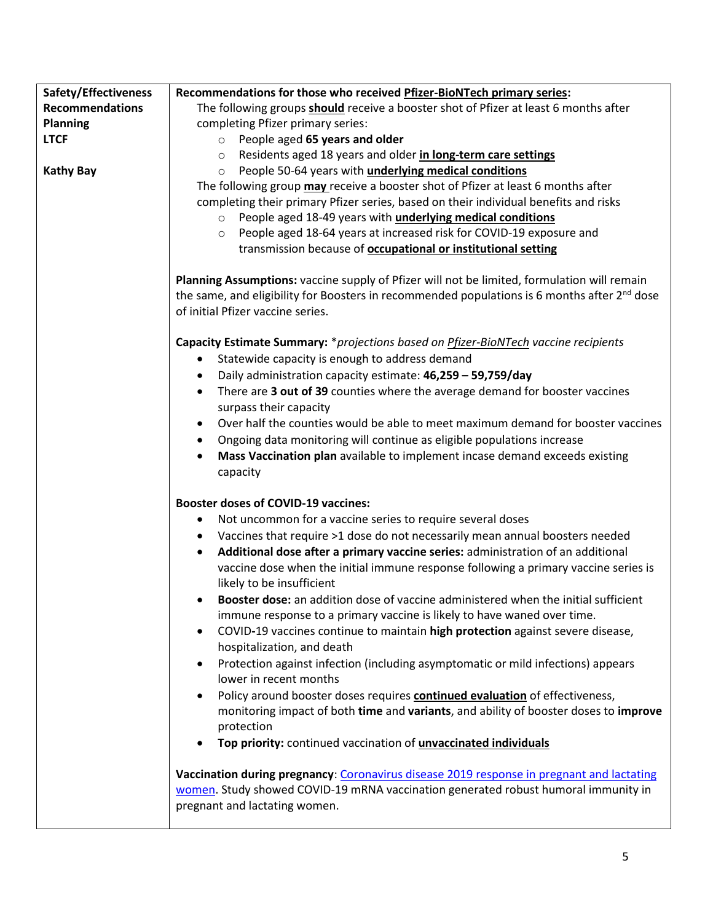| | |
|---|---|
| **Safety/Effectiveness Recommendations Planning LTCF**<br><br>**Kathy Bay** | **Recommendations for those who received Pfizer-BioNTech primary series:**<br>The following groups **should** receive a booster shot of Pfizer at least 6 months after completing Pfizer primary series:<br>○ People aged **65 years and older**<br>○ Residents aged 18 years and older **in long-term care settings**<br>○ People 50-64 years with **underlying medical conditions**<br>The following group **may** receive a booster shot of Pfizer at least 6 months after completing their primary Pfizer series, based on their individual benefits and risks<br>○ People aged 18-49 years with **underlying medical conditions**<br>○ People aged 18-64 years at increased risk for COVID-19 exposure and transmission because of **occupational or institutional setting**<br><br>**Planning Assumptions:** vaccine supply of Pfizer will not be limited, formulation will remain the same, and eligibility for Boosters in recommended populations is 6 months after 2nd dose of initial Pfizer vaccine series.<br><br>**Capacity Estimate Summary:** \**projections based on Pfizer-BioNTech vaccine recipients*<br>• Statewide capacity is enough to address demand<br>• Daily administration capacity estimate: **46,259 – 59,759/day**<br>• There are **3 out of 39** counties where the average demand for booster vaccines surpass their capacity<br>• Over half the counties would be able to meet maximum demand for booster vaccines<br>• Ongoing data monitoring will continue as eligible populations increase<br>• **Mass Vaccination plan** available to implement incase demand exceeds existing capacity<br><br>**Booster doses of COVID-19 vaccines:**<br>• Not uncommon for a vaccine series to require several doses<br>• Vaccines that require >1 dose do not necessarily mean annual boosters needed<br>• **Additional dose after a primary vaccine series:** administration of an additional vaccine dose when the initial immune response following a primary vaccine series is likely to be insufficient<br>• **Booster dose:** an addition dose of vaccine administered when the initial sufficient immune response to a primary vaccine is likely to have waned over time.<br>• COVID-19 vaccines continue to maintain **high protection** against severe disease, hospitalization, and death<br>• Protection against infection (including asymptomatic or mild infections) appears lower in recent months<br>• Policy around booster doses requires **continued evaluation** of effectiveness, monitoring impact of both **time** and **variants**, and ability of booster doses to **improve** protection<br>• **Top priority:** continued vaccination of **unvaccinated individuals**<br><br>**Vaccination during pregnancy**: Coronavirus disease 2019 response in pregnant and lactating women. Study showed COVID-19 mRNA vaccination generated robust humoral immunity in pregnant and lactating women. |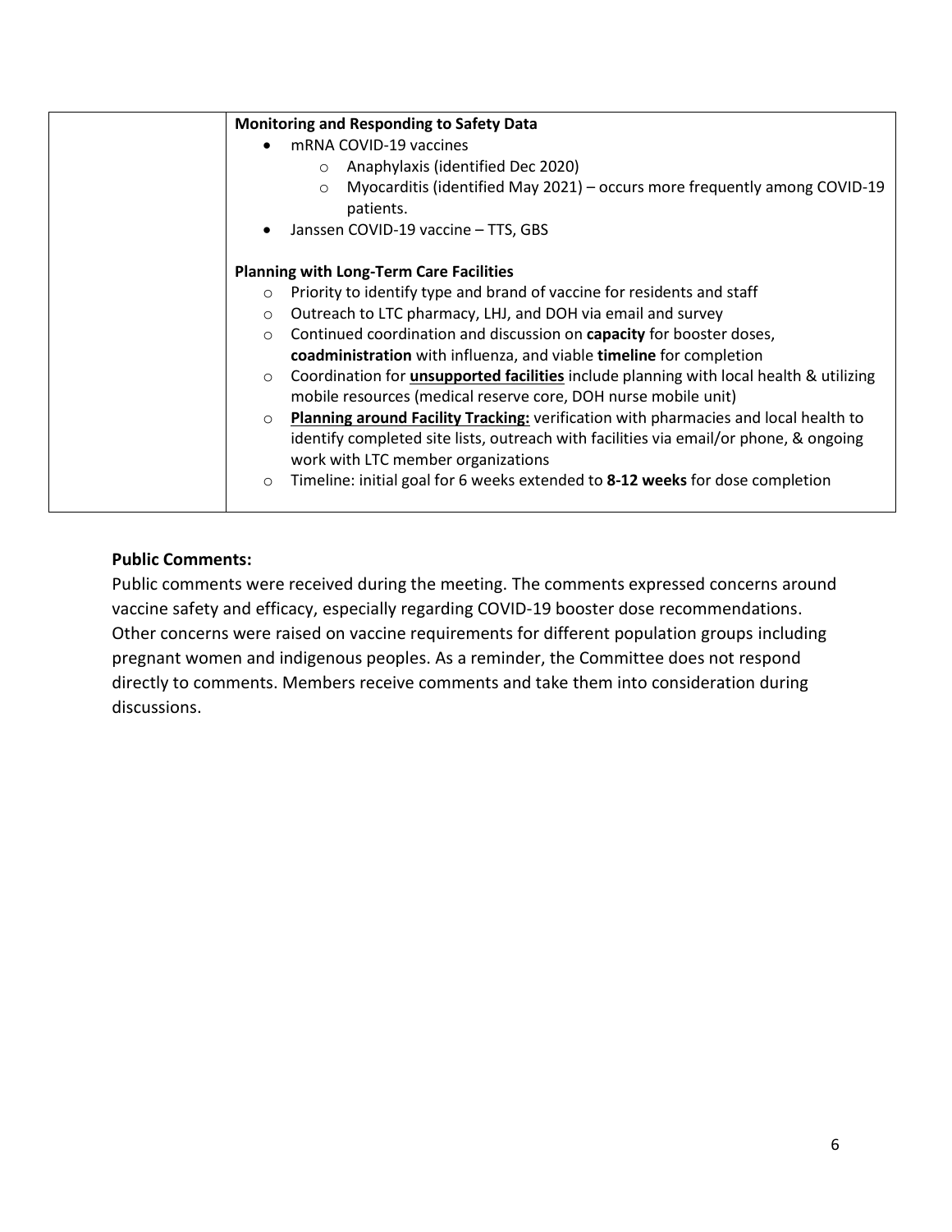| | |
|---|---|
| | **Monitoring and Responding to Safety Data**<br>• mRNA COVID-19 vaccines<br>  ○ Anaphylaxis (identified Dec 2020)<br>  ○ Myocarditis (identified May 2021) – occurs more frequently among COVID-19 patients.<br>• Janssen COVID-19 vaccine – TTS, GBS<br><br>**Planning with Long-Term Care Facilities**<br>○ Priority to identify type and brand of vaccine for residents and staff<br>○ Outreach to LTC pharmacy, LHJ, and DOH via email and survey<br>○ Continued coordination and discussion on **capacity** for booster doses, **coadministration** with influenza, and viable **timeline** for completion<br>○ Coordination for <u>**unsupported facilities**</u> include planning with local health & utilizing mobile resources (medical reserve core, DOH nurse mobile unit)<br>○ <u>**Planning around Facility Tracking:**</u> verification with pharmacies and local health to identify completed site lists, outreach with facilities via email/or phone, & ongoing work with LTC member organizations<br>○ Timeline: initial goal for 6 weeks extended to **8-12 weeks** for dose completion |

**Public Comments:**

Public comments were received during the meeting. The comments expressed concerns around vaccine safety and efficacy, especially regarding COVID-19 booster dose recommendations. Other concerns were raised on vaccine requirements for different population groups including pregnant women and indigenous peoples. As a reminder, the Committee does not respond directly to comments. Members receive comments and take them into consideration during discussions.